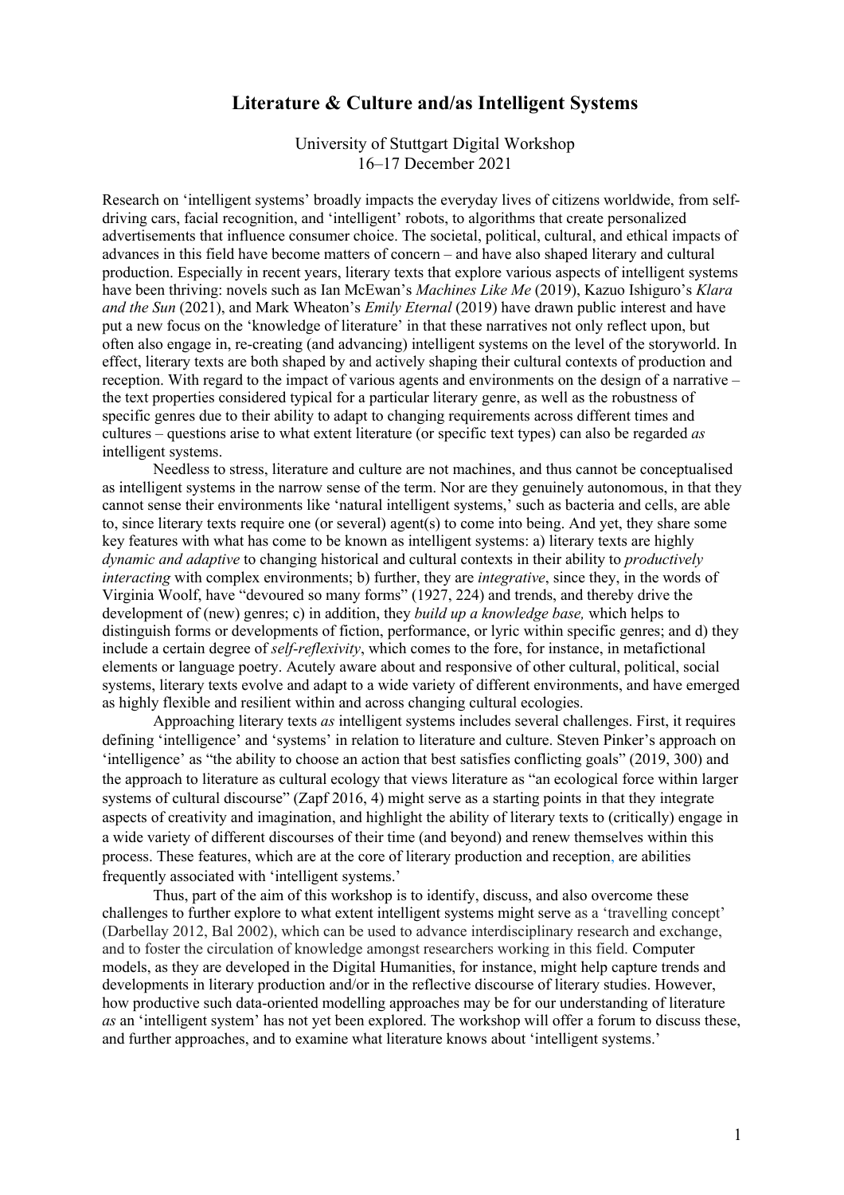# Literature & Culture and/as Intelligent Systems

University of Stuttgart Digital Workshop
16–17 December 2021

Research on 'intelligent systems' broadly impacts the everyday lives of citizens worldwide, from self-driving cars, facial recognition, and 'intelligent' robots, to algorithms that create personalized advertisements that influence consumer choice. The societal, political, cultural, and ethical impacts of advances in this field have become matters of concern – and have also shaped literary and cultural production. Especially in recent years, literary texts that explore various aspects of intelligent systems have been thriving: novels such as Ian McEwan's *Machines Like Me* (2019), Kazuo Ishiguro's *Klara and the Sun* (2021), and Mark Wheaton's *Emily Eternal* (2019) have drawn public interest and have put a new focus on the 'knowledge of literature' in that these narratives not only reflect upon, but often also engage in, re-creating (and advancing) intelligent systems on the level of the storyworld. In effect, literary texts are both shaped by and actively shaping their cultural contexts of production and reception. With regard to the impact of various agents and environments on the design of a narrative – the text properties considered typical for a particular literary genre, as well as the robustness of specific genres due to their ability to adapt to changing requirements across different times and cultures – questions arise to what extent literature (or specific text types) can also be regarded *as* intelligent systems.

Needless to stress, literature and culture are not machines, and thus cannot be conceptualised as intelligent systems in the narrow sense of the term. Nor are they genuinely autonomous, in that they cannot sense their environments like 'natural intelligent systems,' such as bacteria and cells, are able to, since literary texts require one (or several) agent(s) to come into being. And yet, they share some key features with what has come to be known as intelligent systems: a) literary texts are highly *dynamic and adaptive* to changing historical and cultural contexts in their ability to *productively interacting* with complex environments; b) further, they are *integrative*, since they, in the words of Virginia Woolf, have "devoured so many forms" (1927, 224) and trends, and thereby drive the development of (new) genres; c) in addition, they *build up a knowledge base,* which helps to distinguish forms or developments of fiction, performance, or lyric within specific genres; and d) they include a certain degree of *self-reflexivity*, which comes to the fore, for instance, in metafictional elements or language poetry. Acutely aware about and responsive of other cultural, political, social systems, literary texts evolve and adapt to a wide variety of different environments, and have emerged as highly flexible and resilient within and across changing cultural ecologies.

Approaching literary texts *as* intelligent systems includes several challenges. First, it requires defining 'intelligence' and 'systems' in relation to literature and culture. Steven Pinker's approach on 'intelligence' as "the ability to choose an action that best satisfies conflicting goals" (2019, 300) and the approach to literature as cultural ecology that views literature as "an ecological force within larger systems of cultural discourse" (Zapf 2016, 4) might serve as a starting points in that they integrate aspects of creativity and imagination, and highlight the ability of literary texts to (critically) engage in a wide variety of different discourses of their time (and beyond) and renew themselves within this process. These features, which are at the core of literary production and reception, are abilities frequently associated with 'intelligent systems.'

Thus, part of the aim of this workshop is to identify, discuss, and also overcome these challenges to further explore to what extent intelligent systems might serve as a 'travelling concept' (Darbellay 2012, Bal 2002), which can be used to advance interdisciplinary research and exchange, and to foster the circulation of knowledge amongst researchers working in this field. Computer models, as they are developed in the Digital Humanities, for instance, might help capture trends and developments in literary production and/or in the reflective discourse of literary studies. However, how productive such data-oriented modelling approaches may be for our understanding of literature *as* an 'intelligent system' has not yet been explored. The workshop will offer a forum to discuss these, and further approaches, and to examine what literature knows about 'intelligent systems.'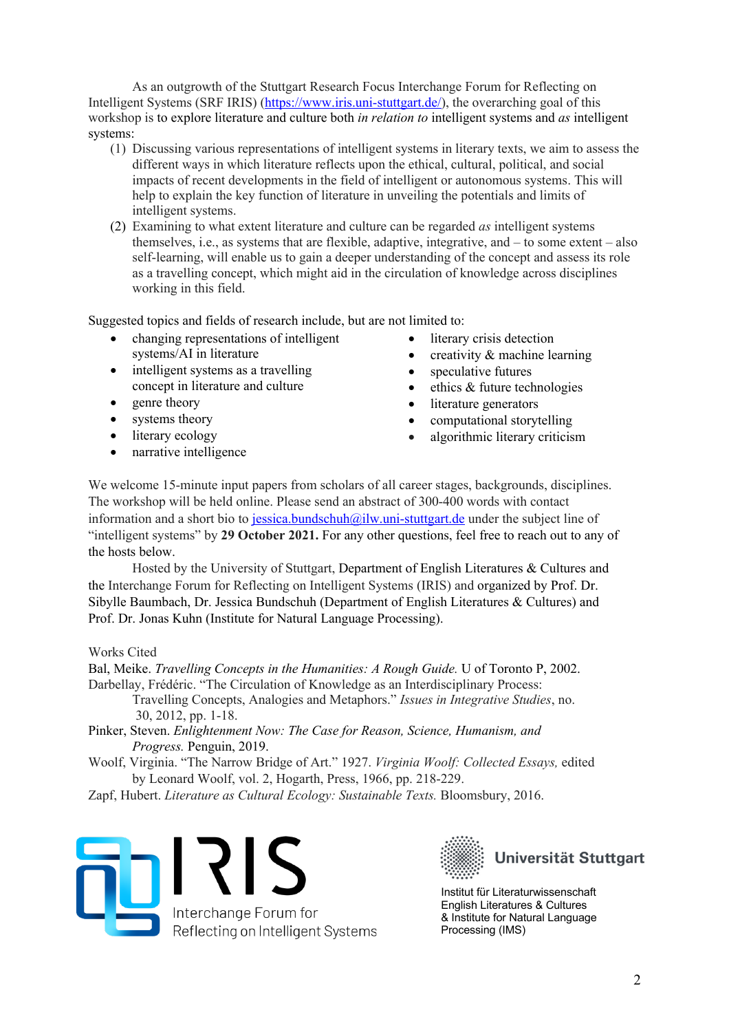As an outgrowth of the Stuttgart Research Focus Interchange Forum for Reflecting on Intelligent Systems (SRF IRIS) (https://www.iris.uni-stuttgart.de/), the overarching goal of this workshop is to explore literature and culture both *in relation to* intelligent systems and *as* intelligent systems:

(1) Discussing various representations of intelligent systems in literary texts, we aim to assess the different ways in which literature reflects upon the ethical, cultural, political, and social impacts of recent developments in the field of intelligent or autonomous systems. This will help to explain the key function of literature in unveiling the potentials and limits of intelligent systems.

(2) Examining to what extent literature and culture can be regarded *as* intelligent systems themselves, i.e., as systems that are flexible, adaptive, integrative, and – to some extent – also self-learning, will enable us to gain a deeper understanding of the concept and assess its role as a travelling concept, which might aid in the circulation of knowledge across disciplines working in this field.

Suggested topics and fields of research include, but are not limited to:

- changing representations of intelligent systems/AI in literature
- intelligent systems as a travelling concept in literature and culture
- genre theory
- systems theory
- literary ecology
- narrative intelligence
- literary crisis detection
- creativity & machine learning
- speculative futures
- ethics & future technologies
- literature generators
- computational storytelling
- algorithmic literary criticism

We welcome 15-minute input papers from scholars of all career stages, backgrounds, disciplines. The workshop will be held online. Please send an abstract of 300-400 words with contact information and a short bio to jessica.bundschuh@ilw.uni-stuttgart.de under the subject line of "intelligent systems" by **29 October 2021.** For any other questions, feel free to reach out to any of the hosts below.

Hosted by the University of Stuttgart, Department of English Literatures & Cultures and the Interchange Forum for Reflecting on Intelligent Systems (IRIS) and organized by Prof. Dr. Sibylle Baumbach, Dr. Jessica Bundschuh (Department of English Literatures & Cultures) and Prof. Dr. Jonas Kuhn (Institute for Natural Language Processing).

Works Cited

Bal, Meike. *Travelling Concepts in the Humanities: A Rough Guide.* U of Toronto P, 2002.

Darbellay, Frédéric. "The Circulation of Knowledge as an Interdisciplinary Process: Travelling Concepts, Analogies and Metaphors." *Issues in Integrative Studies*, no. 30, 2012, pp. 1-18.

Pinker, Steven. *Enlightenment Now: The Case for Reason, Science, Humanism, and Progress.* Penguin, 2019.

Woolf, Virginia. "The Narrow Bridge of Art." 1927. *Virginia Woolf: Collected Essays,* edited by Leonard Woolf, vol. 2, Hogarth, Press, 1966, pp. 218-229.

Zapf, Hubert. *Literature as Cultural Ecology: Sustainable Texts.* Bloomsbury, 2016.

IRIS
Interchange Forum for Reflecting on Intelligent Systems

Universität Stuttgart
Institut für Literaturwissenschaft
English Literatures & Cultures
& Institute for Natural Language Processing (IMS)